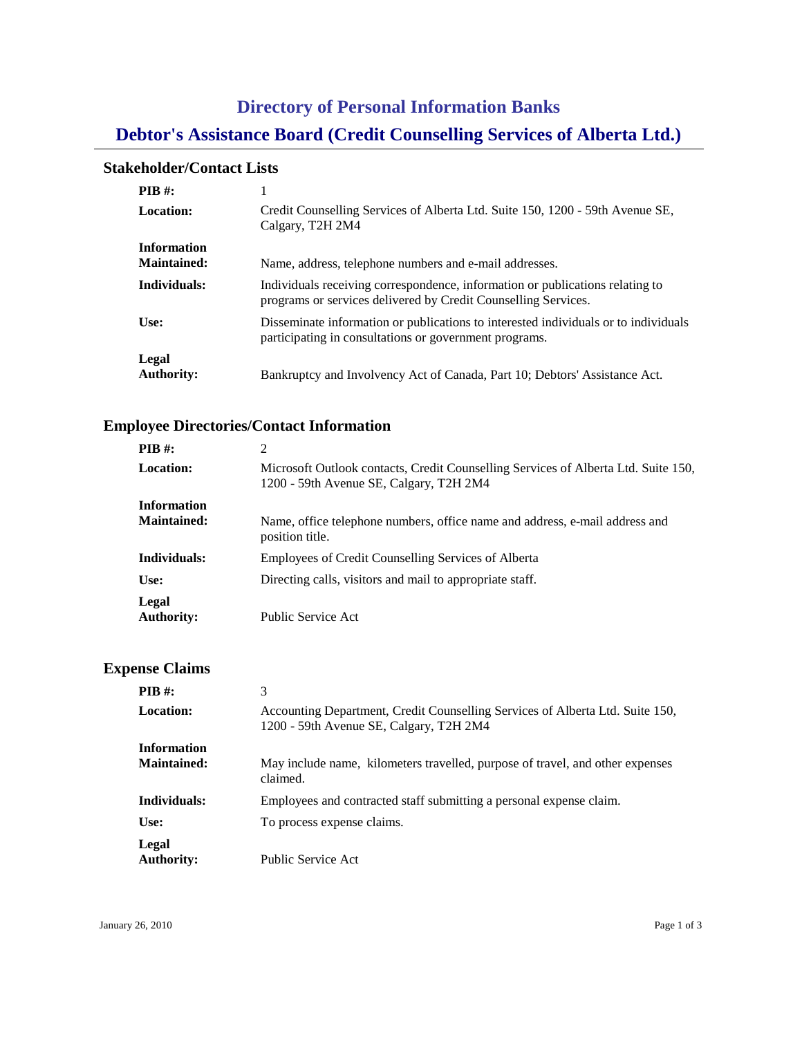# Directory of Personal Information Banks

# Debtor's Assistance Board (Credit Counselling Services of Alberta Ltd.)

## Stakeholder/Contact Lists

| | |
|---|---|
| **PIB #:** | 1 |
| **Location:** | Credit Counselling Services of Alberta Ltd. Suite 150, 1200 - 59th Avenue SE, Calgary, T2H 2M4 |
| **Information Maintained:** | Name, address, telephone numbers and e-mail addresses. |
| **Individuals:** | Individuals receiving correspondence, information or publications relating to programs or services delivered by Credit Counselling Services. |
| **Use:** | Disseminate information or publications to interested individuals or to individuals participating in consultations or government programs. |
| **Legal Authority:** | Bankruptcy and Involvency Act of Canada, Part 10; Debtors' Assistance Act. |

## Employee Directories/Contact Information

| | |
|---|---|
| **PIB #:** | 2 |
| **Location:** | Microsoft Outlook contacts, Credit Counselling Services of Alberta Ltd. Suite 150, 1200 - 59th Avenue SE, Calgary, T2H 2M4 |
| **Information Maintained:** | Name, office telephone numbers, office name and address, e-mail address and position title. |
| **Individuals:** | Employees of Credit Counselling Services of Alberta |
| **Use:** | Directing calls, visitors and mail to appropriate staff. |
| **Legal Authority:** | Public Service Act |

## Expense Claims

| | |
|---|---|
| **PIB #:** | 3 |
| **Location:** | Accounting Department, Credit Counselling Services of Alberta Ltd. Suite 150, 1200 - 59th Avenue SE, Calgary, T2H 2M4 |
| **Information Maintained:** | May include name, kilometers travelled, purpose of travel, and other expenses claimed. |
| **Individuals:** | Employees and contracted staff submitting a personal expense claim. |
| **Use:** | To process expense claims. |
| **Legal Authority:** | Public Service Act |

January 26, 2010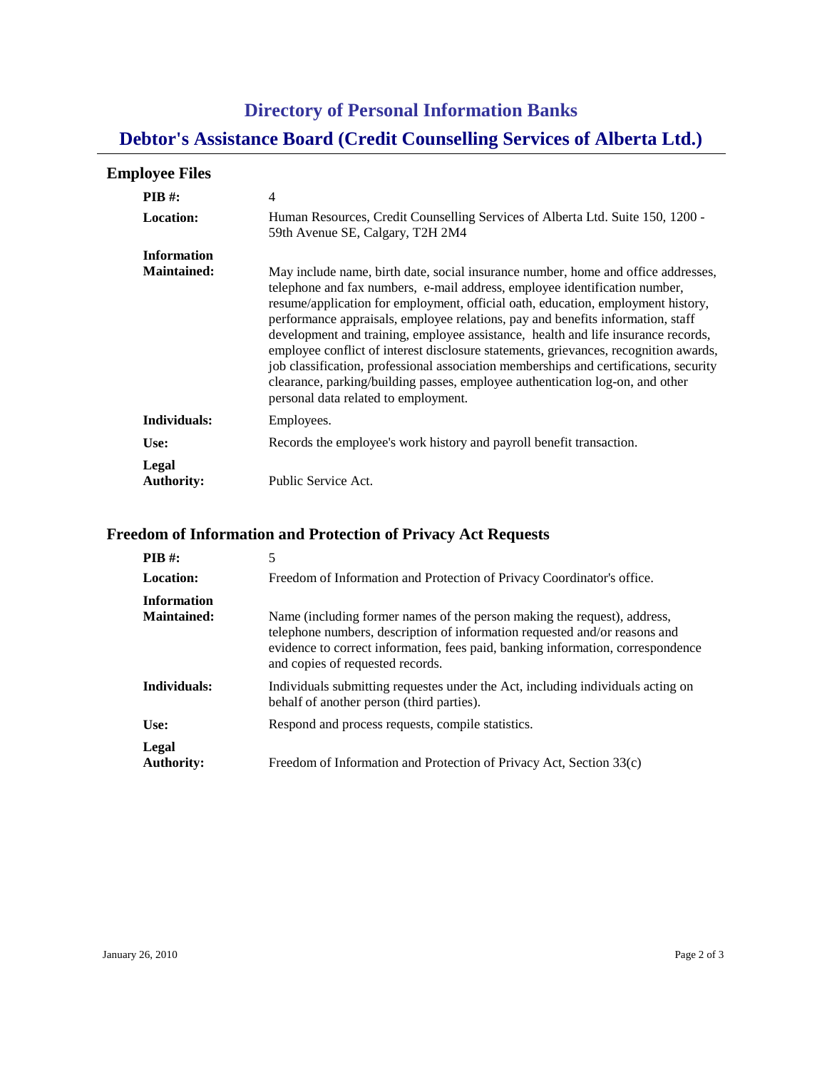# Directory of Personal Information Banks

# Debtor's Assistance Board (Credit Counselling Services of Alberta Ltd.)

## Employee Files

**PIB #:** 4

**Location:** Human Resources, Credit Counselling Services of Alberta Ltd. Suite 150, 1200 - 59th Avenue SE, Calgary, T2H 2M4

**Information Maintained:** May include name, birth date, social insurance number, home and office addresses, telephone and fax numbers, e-mail address, employee identification number, resume/application for employment, official oath, education, employment history, performance appraisals, employee relations, pay and benefits information, staff development and training, employee assistance, health and life insurance records, employee conflict of interest disclosure statements, grievances, recognition awards, job classification, professional association memberships and certifications, security clearance, parking/building passes, employee authentication log-on, and other personal data related to employment.

**Individuals:** Employees.

**Use:** Records the employee's work history and payroll benefit transaction.

**Legal Authority:** Public Service Act.

## Freedom of Information and Protection of Privacy Act Requests

**PIB #:** 5

**Location:** Freedom of Information and Protection of Privacy Coordinator's office.

**Information Maintained:** Name (including former names of the person making the request), address, telephone numbers, description of information requested and/or reasons and evidence to correct information, fees paid, banking information, correspondence and copies of requested records.

**Individuals:** Individuals submitting requestes under the Act, including individuals acting on behalf of another person (third parties).

**Use:** Respond and process requests, compile statistics.

**Legal Authority:** Freedom of Information and Protection of Privacy Act, Section 33(c)

January 26, 2010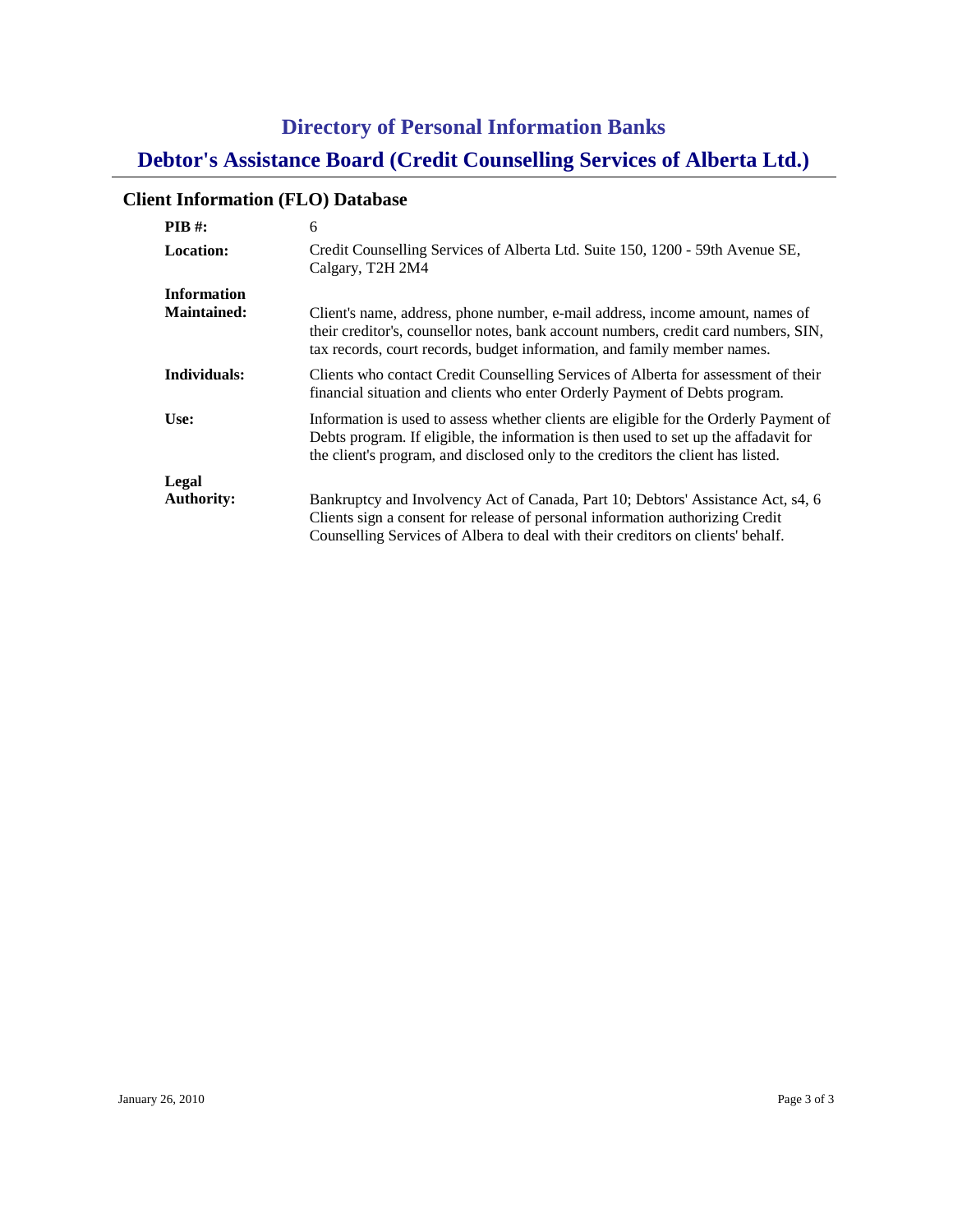# Directory of Personal Information Banks

## Debtor's Assistance Board (Credit Counselling Services of Alberta Ltd.)

### Client Information (FLO) Database

**PIB #:** 6

**Location:** Credit Counselling Services of Alberta Ltd. Suite 150, 1200 - 59th Avenue SE, Calgary, T2H 2M4

**Information Maintained:** Client's name, address, phone number, e-mail address, income amount, names of their creditor's, counsellor notes, bank account numbers, credit card numbers, SIN, tax records, court records, budget information, and family member names.

**Individuals:** Clients who contact Credit Counselling Services of Alberta for assessment of their financial situation and clients who enter Orderly Payment of Debts program.

**Use:** Information is used to assess whether clients are eligible for the Orderly Payment of Debts program. If eligible, the information is then used to set up the affadavit for the client's program, and disclosed only to the creditors the client has listed.

**Legal Authority:** Bankruptcy and Involvency Act of Canada, Part 10; Debtors' Assistance Act, s4, 6 Clients sign a consent for release of personal information authorizing Credit Counselling Services of Albera to deal with their creditors on clients' behalf.